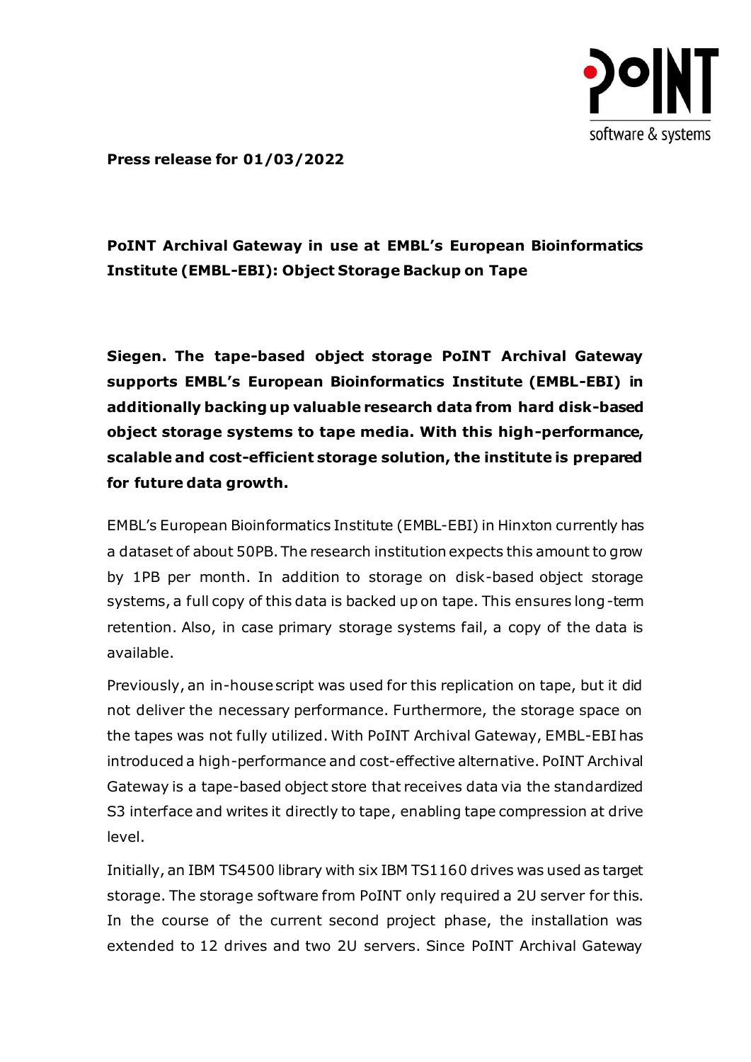**Press release for 01/03/2022**

# PoINT Archival Gateway in use at EMBL's European Bioinformatics Institute (EMBL-EBI): Object Storage Backup on Tape

**Siegen. The tape-based object storage PoINT Archival Gateway supports EMBL's European Bioinformatics Institute (EMBL-EBI) in additionally backing up valuable research data from hard disk-based object storage systems to tape media. With this high-performance, scalable and cost-efficient storage solution, the institute is prepared for future data growth.**

EMBL's European Bioinformatics Institute (EMBL-EBI) in Hinxton currently has a dataset of about 50PB. The research institution expects this amount to grow by 1PB per month. In addition to storage on disk-based object storage systems, a full copy of this data is backed up on tape. This ensures long-term retention. Also, in case primary storage systems fail, a copy of the data is available.

Previously, an in-house script was used for this replication on tape, but it did not deliver the necessary performance. Furthermore, the storage space on the tapes was not fully utilized. With PoINT Archival Gateway, EMBL-EBI has introduced a high-performance and cost-effective alternative. PoINT Archival Gateway is a tape-based object store that receives data via the standardized S3 interface and writes it directly to tape, enabling tape compression at drive level.

Initially, an IBM TS4500 library with six IBM TS1160 drives was used as target storage. The storage software from PoINT only required a 2U server for this. In the course of the current second project phase, the installation was extended to 12 drives and two 2U servers. Since PoINT Archival Gateway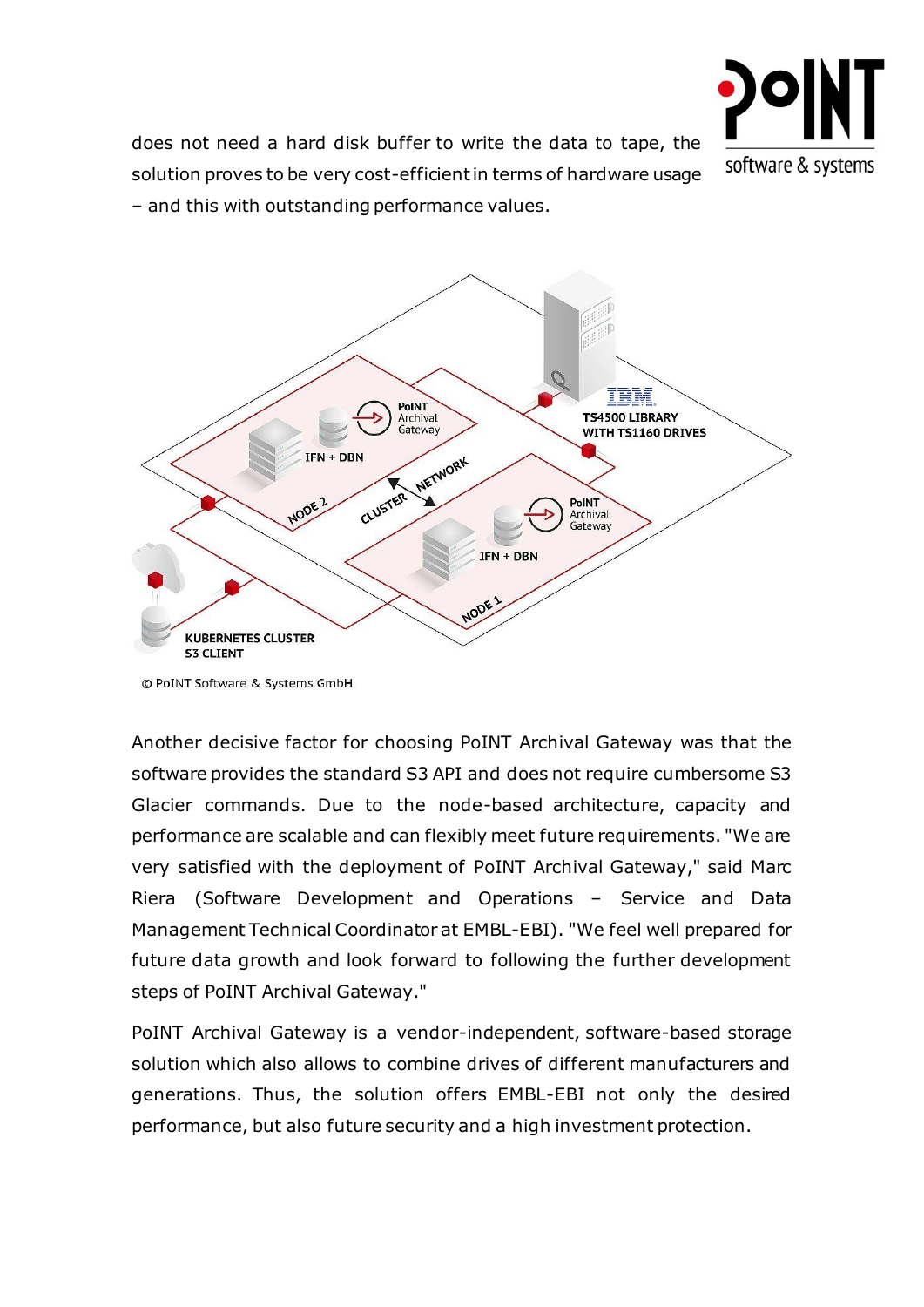does not need a hard disk buffer to write the data to tape, the solution proves to be very cost-efficient in terms of hardware usage – and this with outstanding performance values.

© PoINT Software & Systems GmbH

Another decisive factor for choosing PoINT Archival Gateway was that the software provides the standard S3 API and does not require cumbersome S3 Glacier commands. Due to the node-based architecture, capacity and performance are scalable and can flexibly meet future requirements. "We are very satisfied with the deployment of PoINT Archival Gateway," said Marc Riera (Software Development and Operations – Service and Data Management Technical Coordinator at EMBL-EBI). "We feel well prepared for future data growth and look forward to following the further development steps of PoINT Archival Gateway."

PoINT Archival Gateway is a vendor-independent, software-based storage solution which also allows to combine drives of different manufacturers and generations. Thus, the solution offers EMBL-EBI not only the desired performance, but also future security and a high investment protection.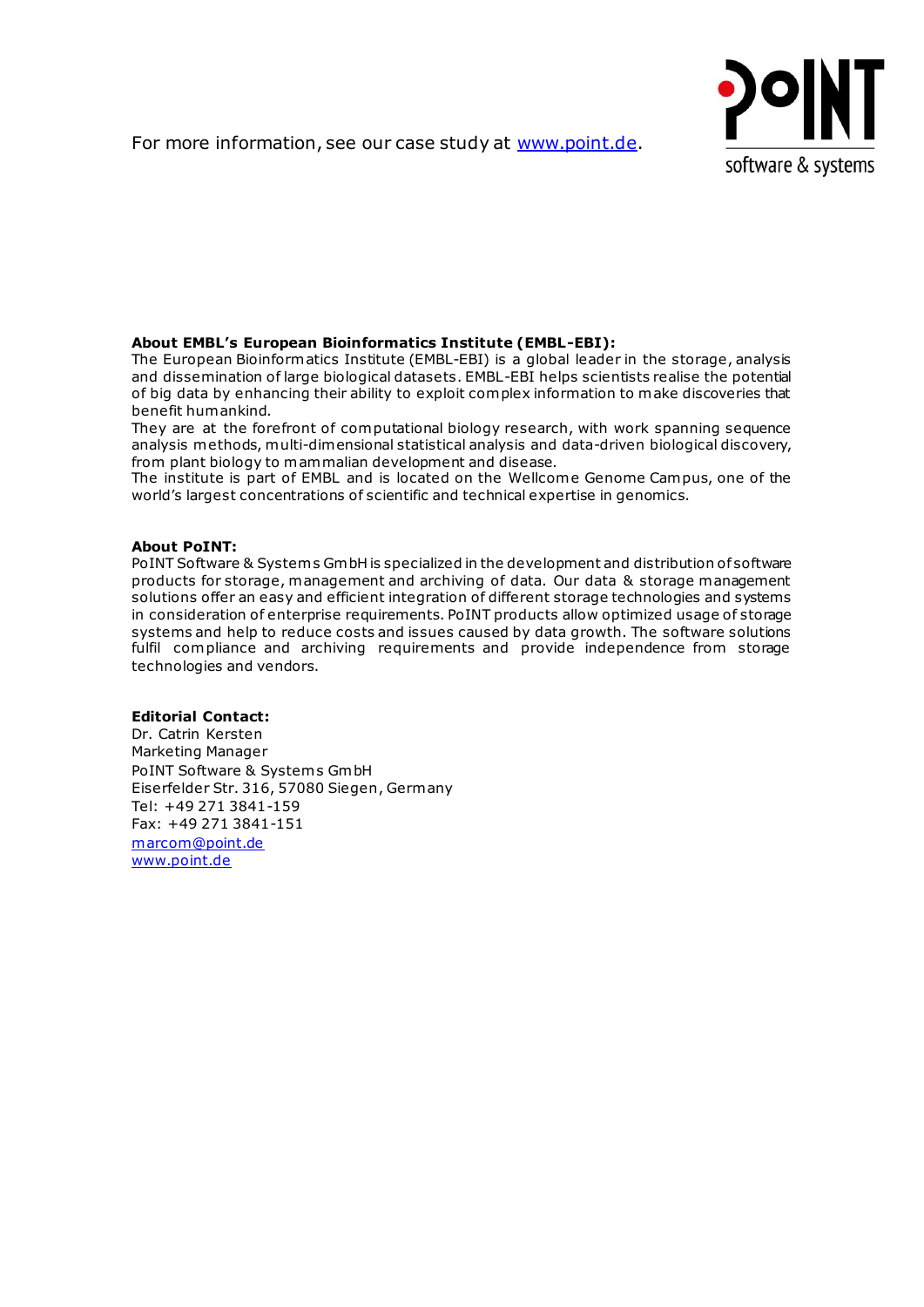For more information, see our case study at [www.point.de](http://www.point.de).

**About EMBL's European Bioinformatics Institute (EMBL-EBI):**
The European Bioinformatics Institute (EMBL-EBI) is a global leader in the storage, analysis and dissemination of large biological datasets. EMBL-EBI helps scientists realise the potential of big data by enhancing their ability to exploit complex information to make discoveries that benefit humankind.
They are at the forefront of computational biology research, with work spanning sequence analysis methods, multi-dimensional statistical analysis and data-driven biological discovery, from plant biology to mammalian development and disease.
The institute is part of EMBL and is located on the Wellcome Genome Campus, one of the world's largest concentrations of scientific and technical expertise in genomics.

**About PoINT:**
PoINT Software & Systems GmbH is specialized in the development and distribution of software products for storage, management and archiving of data. Our data & storage management solutions offer an easy and efficient integration of different storage technologies and systems in consideration of enterprise requirements. PoINT products allow optimized usage of storage systems and help to reduce costs and issues caused by data growth. The software solutions fulfil compliance and archiving requirements and provide independence from storage technologies and vendors.

**Editorial Contact:**
Dr. Catrin Kersten
Marketing Manager
PoINT Software & Systems GmbH
Eiserfelder Str. 316, 57080 Siegen, Germany
Tel: +49 271 3841-159
Fax: +49 271 3841-151
[marcom@point.de](mailto:marcom@point.de)
[www.point.de](http://www.point.de)